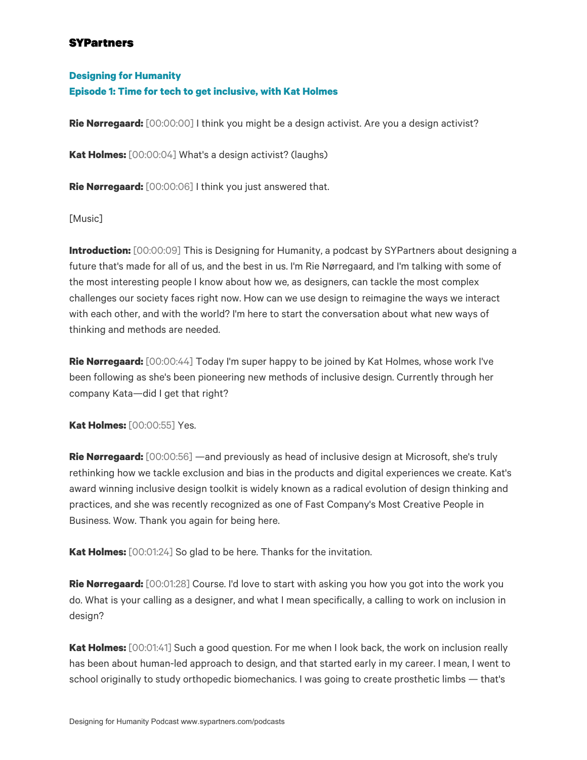**SYPartners**

## Designing for Humanity
## Episode 1: Time for tech to get inclusive, with Kat Holmes

**Rie Nørregaard:** [00:00:00] I think you might be a design activist. Are you a design activist?

**Kat Holmes:** [00:00:04] What's a design activist? (laughs)

**Rie Nørregaard:** [00:00:06] I think you just answered that.

[Music]

**Introduction:** [00:00:09] This is Designing for Humanity, a podcast by SYPartners about designing a future that's made for all of us, and the best in us. I'm Rie Nørregaard, and I'm talking with some of the most interesting people I know about how we, as designers, can tackle the most complex challenges our society faces right now. How can we use design to reimagine the ways we interact with each other, and with the world? I'm here to start the conversation about what new ways of thinking and methods are needed.

**Rie Nørregaard:** [00:00:44] Today I'm super happy to be joined by Kat Holmes, whose work I've been following as she's been pioneering new methods of inclusive design. Currently through her company Kata—did I get that right?

**Kat Holmes:** [00:00:55] Yes.

**Rie Nørregaard:** [00:00:56] —and previously as head of inclusive design at Microsoft, she's truly rethinking how we tackle exclusion and bias in the products and digital experiences we create. Kat's award winning inclusive design toolkit is widely known as a radical evolution of design thinking and practices, and she was recently recognized as one of Fast Company's Most Creative People in Business. Wow. Thank you again for being here.

**Kat Holmes:** [00:01:24] So glad to be here. Thanks for the invitation.

**Rie Nørregaard:** [00:01:28] Course. I'd love to start with asking you how you got into the work you do. What is your calling as a designer, and what I mean specifically, a calling to work on inclusion in design?

**Kat Holmes:** [00:01:41] Such a good question. For me when I look back, the work on inclusion really has been about human-led approach to design, and that started early in my career. I mean, I went to school originally to study orthopedic biomechanics. I was going to create prosthetic limbs — that's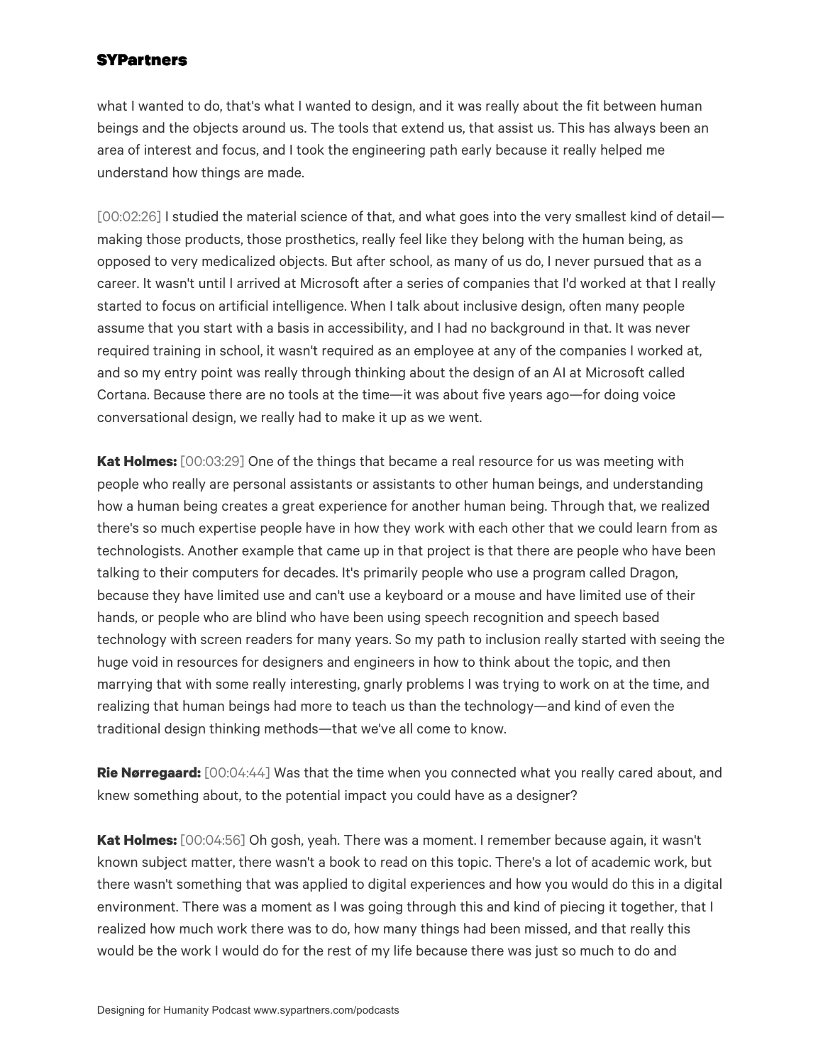what I wanted to do, that's what I wanted to design, and it was really about the fit between human beings and the objects around us. The tools that extend us, that assist us. This has always been an area of interest and focus, and I took the engineering path early because it really helped me understand how things are made.

[00:02:26] I studied the material science of that, and what goes into the very smallest kind of detail—making those products, those prosthetics, really feel like they belong with the human being, as opposed to very medicalized objects. But after school, as many of us do, I never pursued that as a career. It wasn't until I arrived at Microsoft after a series of companies that I'd worked at that I really started to focus on artificial intelligence. When I talk about inclusive design, often many people assume that you start with a basis in accessibility, and I had no background in that. It was never required training in school, it wasn't required as an employee at any of the companies I worked at, and so my entry point was really through thinking about the design of an AI at Microsoft called Cortana. Because there are no tools at the time—it was about five years ago—for doing voice conversational design, we really had to make it up as we went.

**Kat Holmes:** [00:03:29] One of the things that became a real resource for us was meeting with people who really are personal assistants or assistants to other human beings, and understanding how a human being creates a great experience for another human being. Through that, we realized there's so much expertise people have in how they work with each other that we could learn from as technologists. Another example that came up in that project is that there are people who have been talking to their computers for decades. It's primarily people who use a program called Dragon, because they have limited use and can't use a keyboard or a mouse and have limited use of their hands, or people who are blind who have been using speech recognition and speech based technology with screen readers for many years. So my path to inclusion really started with seeing the huge void in resources for designers and engineers in how to think about the topic, and then marrying that with some really interesting, gnarly problems I was trying to work on at the time, and realizing that human beings had more to teach us than the technology—and kind of even the traditional design thinking methods—that we've all come to know.

**Rie Nørregaard:** [00:04:44] Was that the time when you connected what you really cared about, and knew something about, to the potential impact you could have as a designer?

**Kat Holmes:** [00:04:56] Oh gosh, yeah. There was a moment. I remember because again, it wasn't known subject matter, there wasn't a book to read on this topic. There's a lot of academic work, but there wasn't something that was applied to digital experiences and how you would do this in a digital environment. There was a moment as I was going through this and kind of piecing it together, that I realized how much work there was to do, how many things had been missed, and that really this would be the work I would do for the rest of my life because there was just so much to do and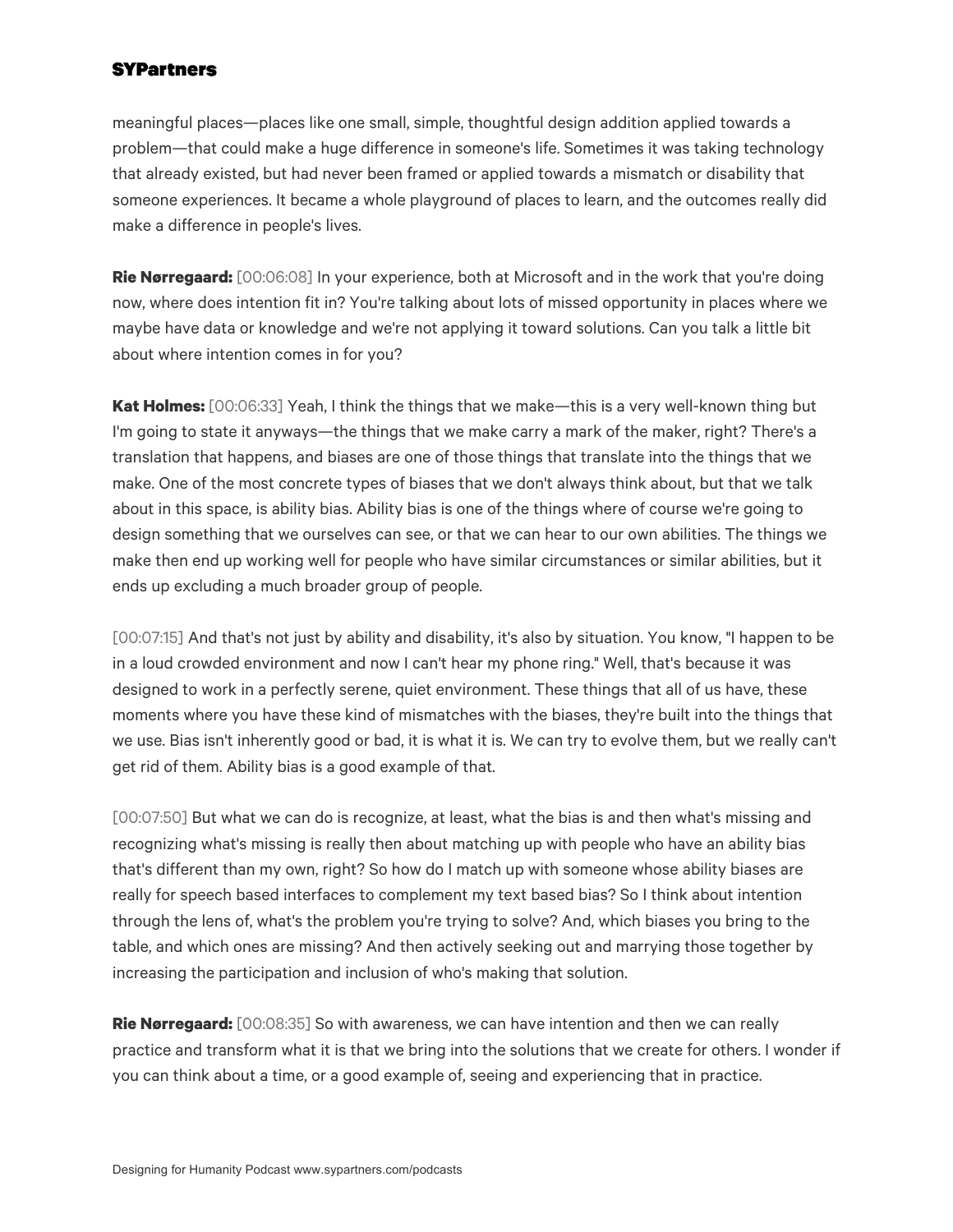meaningful places—places like one small, simple, thoughtful design addition applied towards a problem—that could make a huge difference in someone's life. Sometimes it was taking technology that already existed, but had never been framed or applied towards a mismatch or disability that someone experiences. It became a whole playground of places to learn, and the outcomes really did make a difference in people's lives.

**Rie Nørregaard:** [00:06:08] In your experience, both at Microsoft and in the work that you're doing now, where does intention fit in? You're talking about lots of missed opportunity in places where we maybe have data or knowledge and we're not applying it toward solutions. Can you talk a little bit about where intention comes in for you?

**Kat Holmes:** [00:06:33] Yeah, I think the things that we make—this is a very well-known thing but I'm going to state it anyways—the things that we make carry a mark of the maker, right? There's a translation that happens, and biases are one of those things that translate into the things that we make. One of the most concrete types of biases that we don't always think about, but that we talk about in this space, is ability bias. Ability bias is one of the things where of course we're going to design something that we ourselves can see, or that we can hear to our own abilities. The things we make then end up working well for people who have similar circumstances or similar abilities, but it ends up excluding a much broader group of people.

[00:07:15] And that's not just by ability and disability, it's also by situation. You know, "I happen to be in a loud crowded environment and now I can't hear my phone ring." Well, that's because it was designed to work in a perfectly serene, quiet environment. These things that all of us have, these moments where you have these kind of mismatches with the biases, they're built into the things that we use. Bias isn't inherently good or bad, it is what it is. We can try to evolve them, but we really can't get rid of them. Ability bias is a good example of that.

[00:07:50] But what we can do is recognize, at least, what the bias is and then what's missing and recognizing what's missing is really then about matching up with people who have an ability bias that's different than my own, right? So how do I match up with someone whose ability biases are really for speech based interfaces to complement my text based bias? So I think about intention through the lens of, what's the problem you're trying to solve? And, which biases you bring to the table, and which ones are missing? And then actively seeking out and marrying those together by increasing the participation and inclusion of who's making that solution.

**Rie Nørregaard:** [00:08:35] So with awareness, we can have intention and then we can really practice and transform what it is that we bring into the solutions that we create for others. I wonder if you can think about a time, or a good example of, seeing and experiencing that in practice.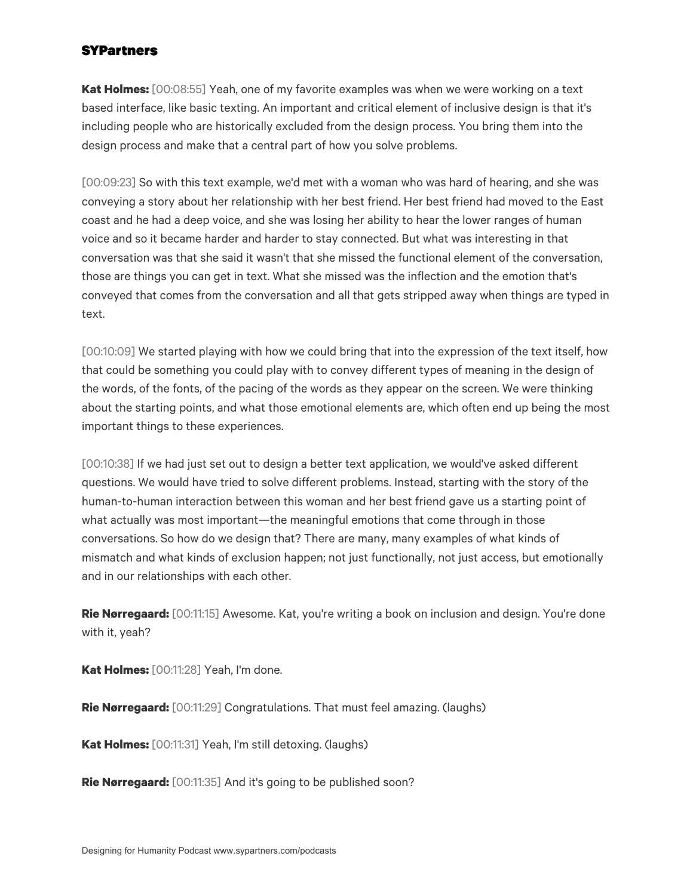**Kat Holmes:** [00:08:55] Yeah, one of my favorite examples was when we were working on a text based interface, like basic texting. An important and critical element of inclusive design is that it's including people who are historically excluded from the design process. You bring them into the design process and make that a central part of how you solve problems.

[00:09:23] So with this text example, we'd met with a woman who was hard of hearing, and she was conveying a story about her relationship with her best friend. Her best friend had moved to the East coast and he had a deep voice, and she was losing her ability to hear the lower ranges of human voice and so it became harder and harder to stay connected. But what was interesting in that conversation was that she said it wasn't that she missed the functional element of the conversation, those are things you can get in text. What she missed was the inflection and the emotion that's conveyed that comes from the conversation and all that gets stripped away when things are typed in text.

[00:10:09] We started playing with how we could bring that into the expression of the text itself, how that could be something you could play with to convey different types of meaning in the design of the words, of the fonts, of the pacing of the words as they appear on the screen. We were thinking about the starting points, and what those emotional elements are, which often end up being the most important things to these experiences.

[00:10:38] If we had just set out to design a better text application, we would've asked different questions. We would have tried to solve different problems. Instead, starting with the story of the human-to-human interaction between this woman and her best friend gave us a starting point of what actually was most important—the meaningful emotions that come through in those conversations. So how do we design that? There are many, many examples of what kinds of mismatch and what kinds of exclusion happen; not just functionally, not just access, but emotionally and in our relationships with each other.

**Rie Nørregaard:** [00:11:15] Awesome. Kat, you're writing a book on inclusion and design. You're done with it, yeah?

**Kat Holmes:** [00:11:28] Yeah, I'm done.

**Rie Nørregaard:** [00:11:29] Congratulations. That must feel amazing. (laughs)

**Kat Holmes:** [00:11:31] Yeah, I'm still detoxing. (laughs)

**Rie Nørregaard:** [00:11:35] And it's going to be published soon?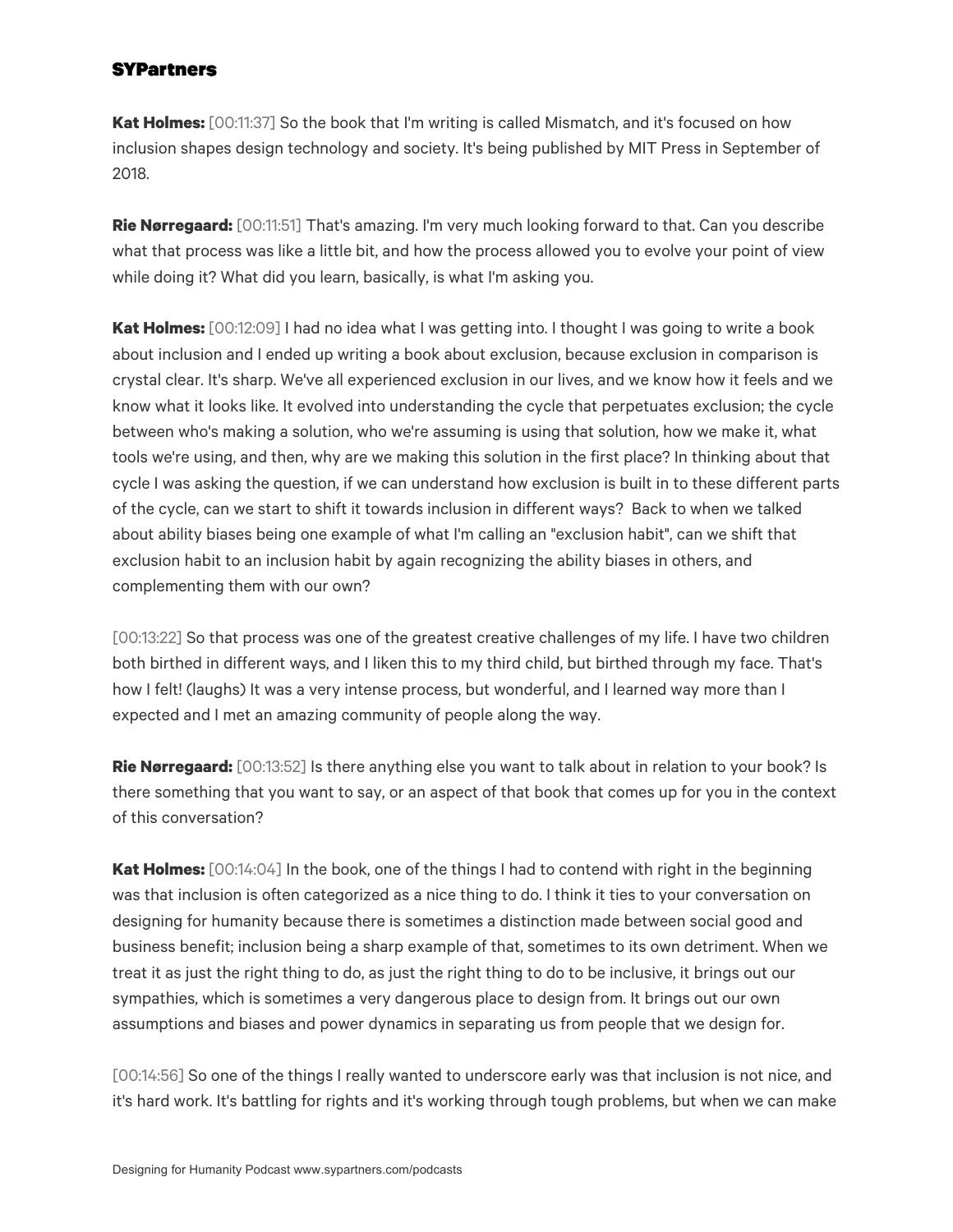**Kat Holmes:** [00:11:37] So the book that I'm writing is called Mismatch, and it's focused on how inclusion shapes design technology and society. It's being published by MIT Press in September of 2018.

**Rie Nørregaard:** [00:11:51] That's amazing. I'm very much looking forward to that. Can you describe what that process was like a little bit, and how the process allowed you to evolve your point of view while doing it? What did you learn, basically, is what I'm asking you.

**Kat Holmes:** [00:12:09] I had no idea what I was getting into. I thought I was going to write a book about inclusion and I ended up writing a book about exclusion, because exclusion in comparison is crystal clear. It's sharp. We've all experienced exclusion in our lives, and we know how it feels and we know what it looks like. It evolved into understanding the cycle that perpetuates exclusion; the cycle between who's making a solution, who we're assuming is using that solution, how we make it, what tools we're using, and then, why are we making this solution in the first place? In thinking about that cycle I was asking the question, if we can understand how exclusion is built in to these different parts of the cycle, can we start to shift it towards inclusion in different ways? Back to when we talked about ability biases being one example of what I'm calling an "exclusion habit", can we shift that exclusion habit to an inclusion habit by again recognizing the ability biases in others, and complementing them with our own?

[00:13:22] So that process was one of the greatest creative challenges of my life. I have two children both birthed in different ways, and I liken this to my third child, but birthed through my face. That's how I felt! (laughs) It was a very intense process, but wonderful, and I learned way more than I expected and I met an amazing community of people along the way.

**Rie Nørregaard:** [00:13:52] Is there anything else you want to talk about in relation to your book? Is there something that you want to say, or an aspect of that book that comes up for you in the context of this conversation?

**Kat Holmes:** [00:14:04] In the book, one of the things I had to contend with right in the beginning was that inclusion is often categorized as a nice thing to do. I think it ties to your conversation on designing for humanity because there is sometimes a distinction made between social good and business benefit; inclusion being a sharp example of that, sometimes to its own detriment. When we treat it as just the right thing to do, as just the right thing to do to be inclusive, it brings out our sympathies, which is sometimes a very dangerous place to design from. It brings out our own assumptions and biases and power dynamics in separating us from people that we design for.

[00:14:56] So one of the things I really wanted to underscore early was that inclusion is not nice, and it's hard work. It's battling for rights and it's working through tough problems, but when we can make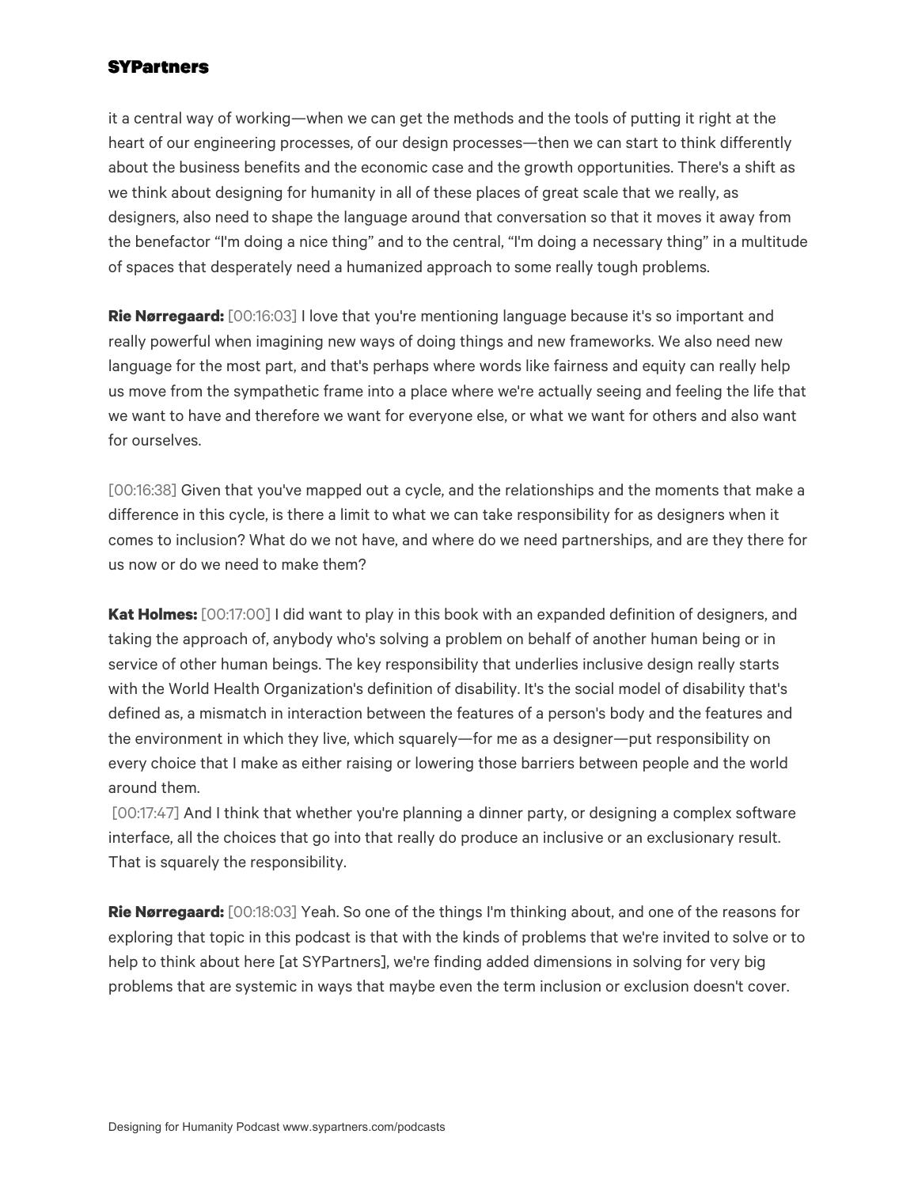it a central way of working—when we can get the methods and the tools of putting it right at the heart of our engineering processes, of our design processes—then we can start to think differently about the business benefits and the economic case and the growth opportunities. There's a shift as we think about designing for humanity in all of these places of great scale that we really, as designers, also need to shape the language around that conversation so that it moves it away from the benefactor "I'm doing a nice thing" and to the central, "I'm doing a necessary thing" in a multitude of spaces that desperately need a humanized approach to some really tough problems.

**Rie Nørregaard:** [00:16:03] I love that you're mentioning language because it's so important and really powerful when imagining new ways of doing things and new frameworks. We also need new language for the most part, and that's perhaps where words like fairness and equity can really help us move from the sympathetic frame into a place where we're actually seeing and feeling the life that we want to have and therefore we want for everyone else, or what we want for others and also want for ourselves.

[00:16:38] Given that you've mapped out a cycle, and the relationships and the moments that make a difference in this cycle, is there a limit to what we can take responsibility for as designers when it comes to inclusion? What do we not have, and where do we need partnerships, and are they there for us now or do we need to make them?

**Kat Holmes:** [00:17:00] I did want to play in this book with an expanded definition of designers, and taking the approach of, anybody who's solving a problem on behalf of another human being or in service of other human beings. The key responsibility that underlies inclusive design really starts with the World Health Organization's definition of disability. It's the social model of disability that's defined as, a mismatch in interaction between the features of a person's body and the features and the environment in which they live, which squarely—for me as a designer—put responsibility on every choice that I make as either raising or lowering those barriers between people and the world around them.

[00:17:47] And I think that whether you're planning a dinner party, or designing a complex software interface, all the choices that go into that really do produce an inclusive or an exclusionary result. That is squarely the responsibility.

**Rie Nørregaard:** [00:18:03] Yeah. So one of the things I'm thinking about, and one of the reasons for exploring that topic in this podcast is that with the kinds of problems that we're invited to solve or to help to think about here [at SYPartners], we're finding added dimensions in solving for very big problems that are systemic in ways that maybe even the term inclusion or exclusion doesn't cover.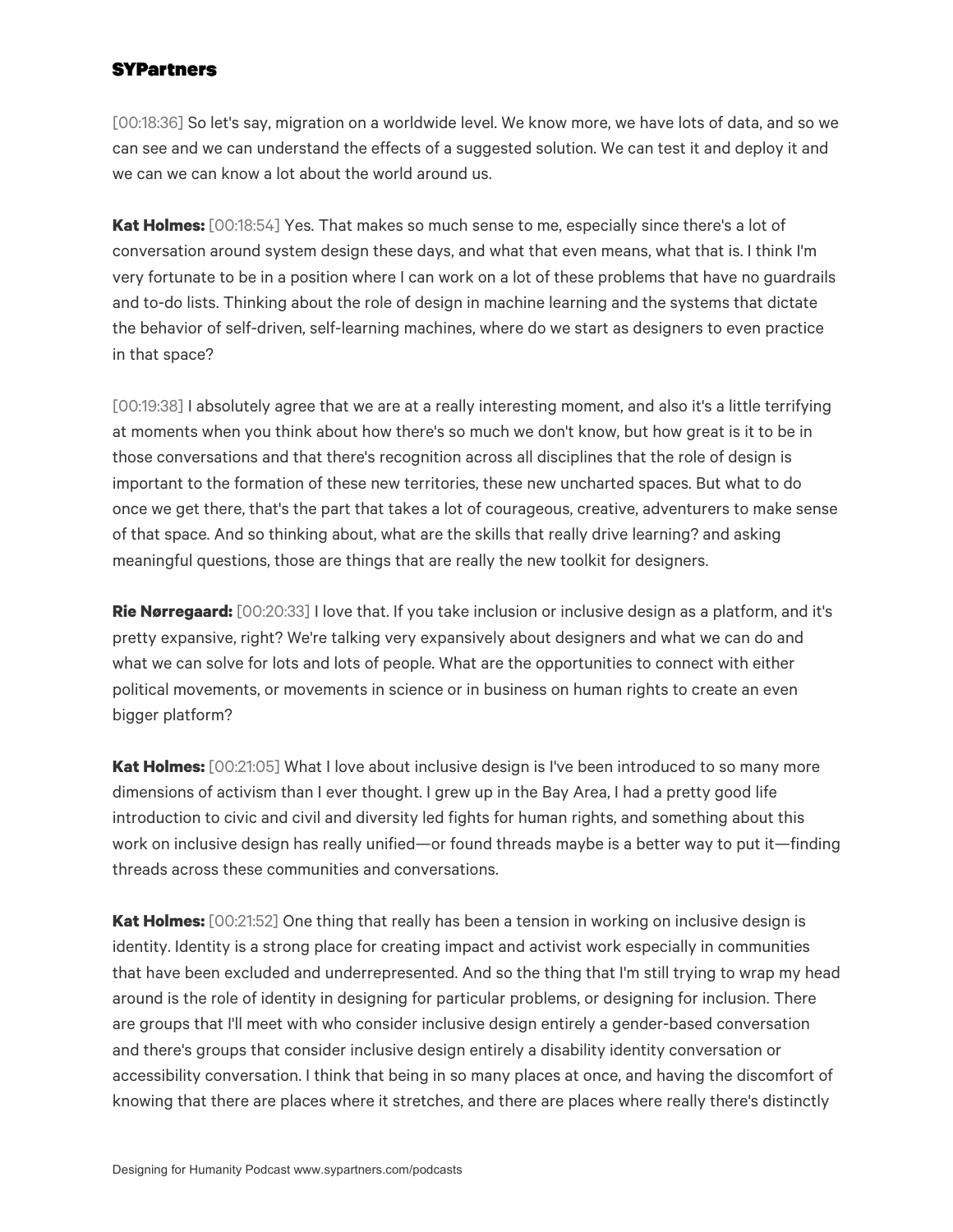[00:18:36] So let's say, migration on a worldwide level. We know more, we have lots of data, and so we can see and we can understand the effects of a suggested solution. We can test it and deploy it and we can we can know a lot about the world around us.

**Kat Holmes:** [00:18:54] Yes. That makes so much sense to me, especially since there's a lot of conversation around system design these days, and what that even means, what that is. I think I'm very fortunate to be in a position where I can work on a lot of these problems that have no guardrails and to-do lists. Thinking about the role of design in machine learning and the systems that dictate the behavior of self-driven, self-learning machines, where do we start as designers to even practice in that space?

[00:19:38] I absolutely agree that we are at a really interesting moment, and also it's a little terrifying at moments when you think about how there's so much we don't know, but how great is it to be in those conversations and that there's recognition across all disciplines that the role of design is important to the formation of these new territories, these new uncharted spaces. But what to do once we get there, that's the part that takes a lot of courageous, creative, adventurers to make sense of that space. And so thinking about, what are the skills that really drive learning? and asking meaningful questions, those are things that are really the new toolkit for designers.

**Rie Nørregaard:** [00:20:33] I love that. If you take inclusion or inclusive design as a platform, and it's pretty expansive, right? We're talking very expansively about designers and what we can do and what we can solve for lots and lots of people. What are the opportunities to connect with either political movements, or movements in science or in business on human rights to create an even bigger platform?

**Kat Holmes:** [00:21:05] What I love about inclusive design is I've been introduced to so many more dimensions of activism than I ever thought. I grew up in the Bay Area, I had a pretty good life introduction to civic and civil and diversity led fights for human rights, and something about this work on inclusive design has really unified—or found threads maybe is a better way to put it—finding threads across these communities and conversations.

**Kat Holmes:** [00:21:52] One thing that really has been a tension in working on inclusive design is identity. Identity is a strong place for creating impact and activist work especially in communities that have been excluded and underrepresented. And so the thing that I'm still trying to wrap my head around is the role of identity in designing for particular problems, or designing for inclusion. There are groups that I'll meet with who consider inclusive design entirely a gender-based conversation and there's groups that consider inclusive design entirely a disability identity conversation or accessibility conversation. I think that being in so many places at once, and having the discomfort of knowing that there are places where it stretches, and there are places where really there's distinctly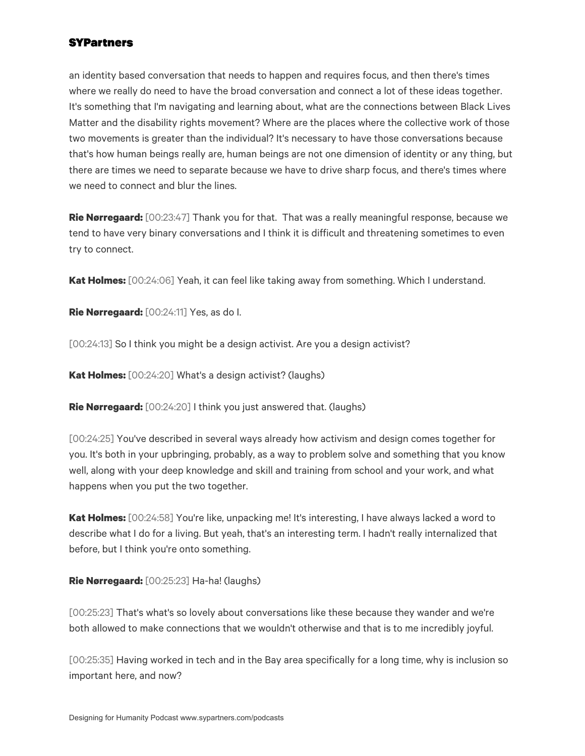an identity based conversation that needs to happen and requires focus, and then there's times where we really do need to have the broad conversation and connect a lot of these ideas together. It's something that I'm navigating and learning about, what are the connections between Black Lives Matter and the disability rights movement? Where are the places where the collective work of those two movements is greater than the individual? It's necessary to have those conversations because that's how human beings really are, human beings are not one dimension of identity or any thing, but there are times we need to separate because we have to drive sharp focus, and there's times where we need to connect and blur the lines.

**Rie Nørregaard:** [00:23:47] Thank you for that. That was a really meaningful response, because we tend to have very binary conversations and I think it is difficult and threatening sometimes to even try to connect.

**Kat Holmes:** [00:24:06] Yeah, it can feel like taking away from something. Which I understand.

**Rie Nørregaard:** [00:24:11] Yes, as do I.

[00:24:13] So I think you might be a design activist. Are you a design activist?

**Kat Holmes:** [00:24:20] What's a design activist? (laughs)

**Rie Nørregaard:** [00:24:20] I think you just answered that. (laughs)

[00:24:25] You've described in several ways already how activism and design comes together for you. It's both in your upbringing, probably, as a way to problem solve and something that you know well, along with your deep knowledge and skill and training from school and your work, and what happens when you put the two together.

**Kat Holmes:** [00:24:58] You're like, unpacking me! It's interesting, I have always lacked a word to describe what I do for a living. But yeah, that's an interesting term. I hadn't really internalized that before, but I think you're onto something.

**Rie Nørregaard:** [00:25:23] Ha-ha! (laughs)

[00:25:23] That's what's so lovely about conversations like these because they wander and we're both allowed to make connections that we wouldn't otherwise and that is to me incredibly joyful.

[00:25:35] Having worked in tech and in the Bay area specifically for a long time, why is inclusion so important here, and now?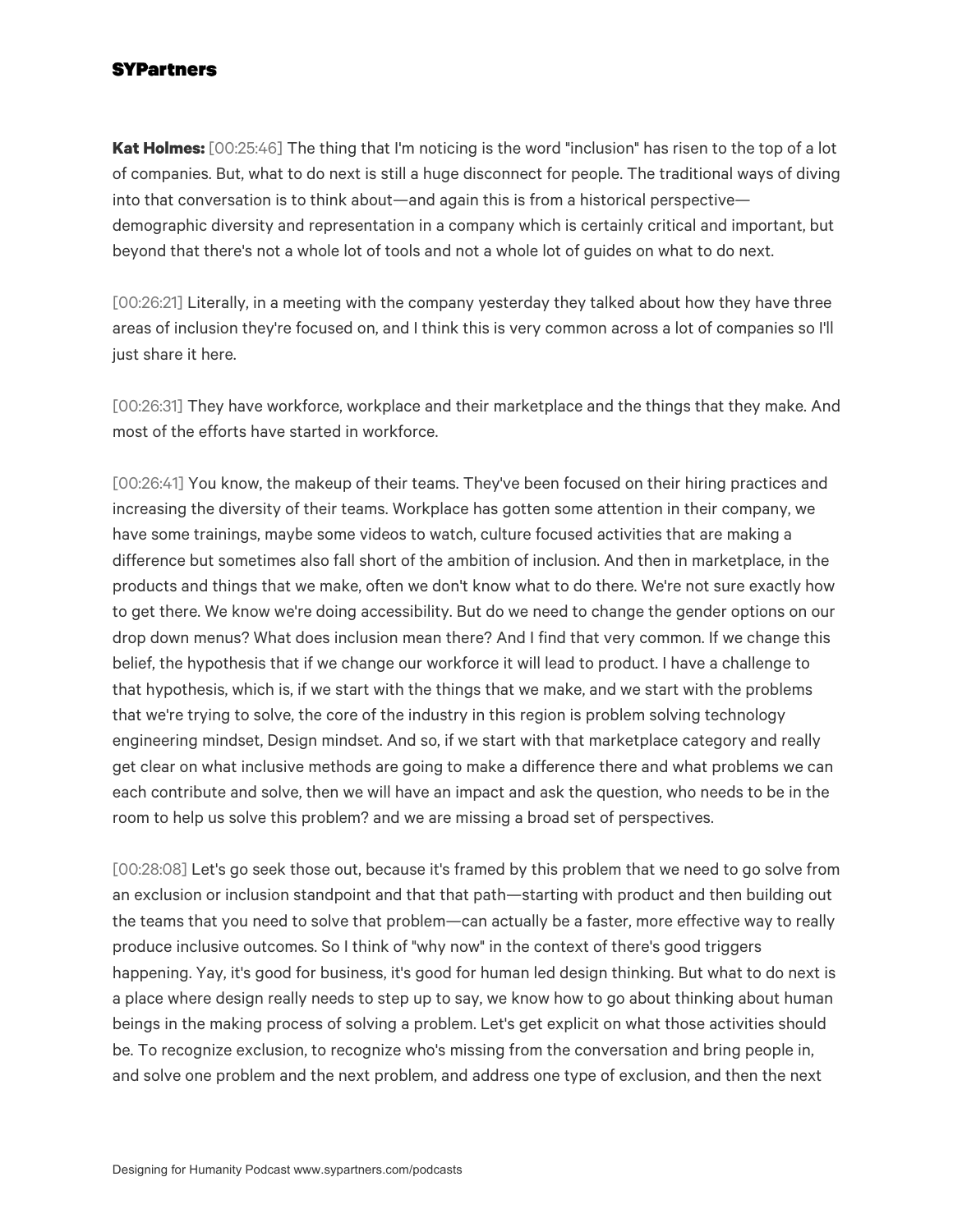**Kat Holmes:** [00:25:46] The thing that I'm noticing is the word "inclusion" has risen to the top of a lot of companies. But, what to do next is still a huge disconnect for people. The traditional ways of diving into that conversation is to think about—and again this is from a historical perspective—demographic diversity and representation in a company which is certainly critical and important, but beyond that there's not a whole lot of tools and not a whole lot of guides on what to do next.

[00:26:21] Literally, in a meeting with the company yesterday they talked about how they have three areas of inclusion they're focused on, and I think this is very common across a lot of companies so I'll just share it here.

[00:26:31] They have workforce, workplace and their marketplace and the things that they make. And most of the efforts have started in workforce.

[00:26:41] You know, the makeup of their teams. They've been focused on their hiring practices and increasing the diversity of their teams. Workplace has gotten some attention in their company, we have some trainings, maybe some videos to watch, culture focused activities that are making a difference but sometimes also fall short of the ambition of inclusion. And then in marketplace, in the products and things that we make, often we don't know what to do there. We're not sure exactly how to get there. We know we're doing accessibility. But do we need to change the gender options on our drop down menus? What does inclusion mean there? And I find that very common. If we change this belief, the hypothesis that if we change our workforce it will lead to product. I have a challenge to that hypothesis, which is, if we start with the things that we make, and we start with the problems that we're trying to solve, the core of the industry in this region is problem solving technology engineering mindset, Design mindset. And so, if we start with that marketplace category and really get clear on what inclusive methods are going to make a difference there and what problems we can each contribute and solve, then we will have an impact and ask the question, who needs to be in the room to help us solve this problem? and we are missing a broad set of perspectives.

[00:28:08] Let's go seek those out, because it's framed by this problem that we need to go solve from an exclusion or inclusion standpoint and that that path—starting with product and then building out the teams that you need to solve that problem—can actually be a faster, more effective way to really produce inclusive outcomes. So I think of "why now" in the context of there's good triggers happening. Yay, it's good for business, it's good for human led design thinking. But what to do next is a place where design really needs to step up to say, we know how to go about thinking about human beings in the making process of solving a problem. Let's get explicit on what those activities should be. To recognize exclusion, to recognize who's missing from the conversation and bring people in, and solve one problem and the next problem, and address one type of exclusion, and then the next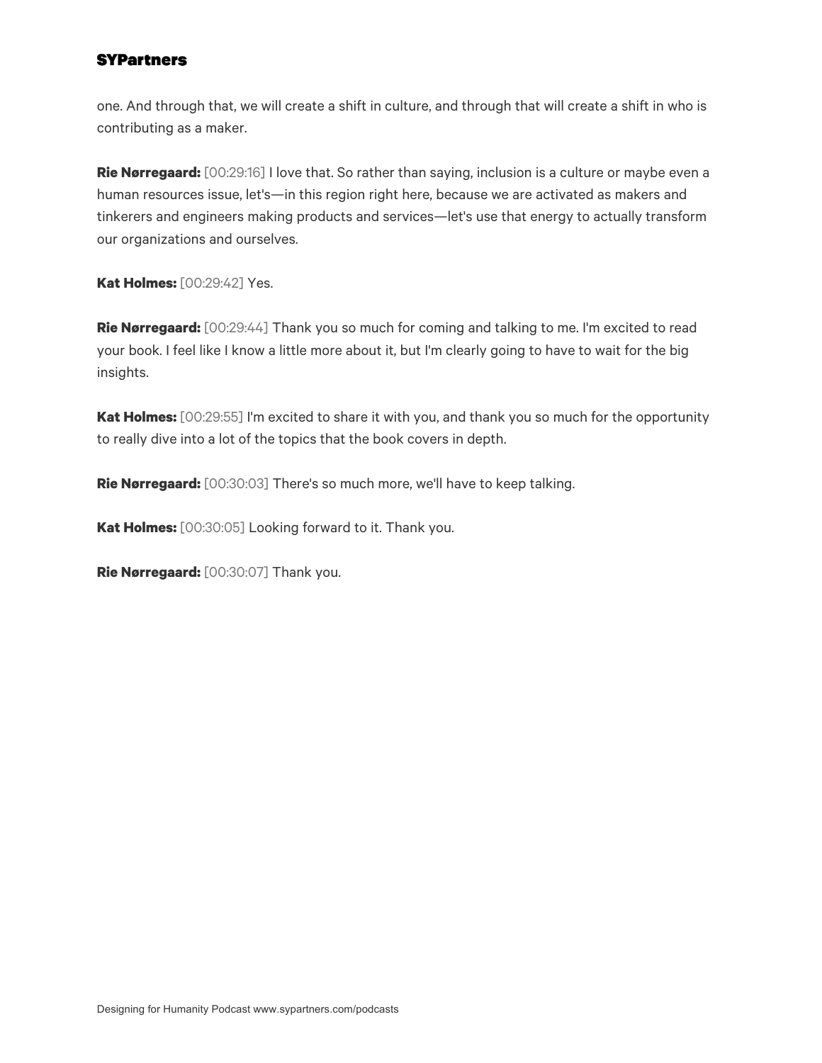one. And through that, we will create a shift in culture, and through that will create a shift in who is contributing as a maker.

**Rie Nørregaard:** [00:29:16] I love that. So rather than saying, inclusion is a culture or maybe even a human resources issue, let's—in this region right here, because we are activated as makers and tinkerers and engineers making products and services—let's use that energy to actually transform our organizations and ourselves.

**Kat Holmes:** [00:29:42] Yes.

**Rie Nørregaard:** [00:29:44] Thank you so much for coming and talking to me. I'm excited to read your book. I feel like I know a little more about it, but I'm clearly going to have to wait for the big insights.

**Kat Holmes:** [00:29:55] I'm excited to share it with you, and thank you so much for the opportunity to really dive into a lot of the topics that the book covers in depth.

**Rie Nørregaard:** [00:30:03] There's so much more, we'll have to keep talking.

**Kat Holmes:** [00:30:05] Looking forward to it. Thank you.

**Rie Nørregaard:** [00:30:07] Thank you.